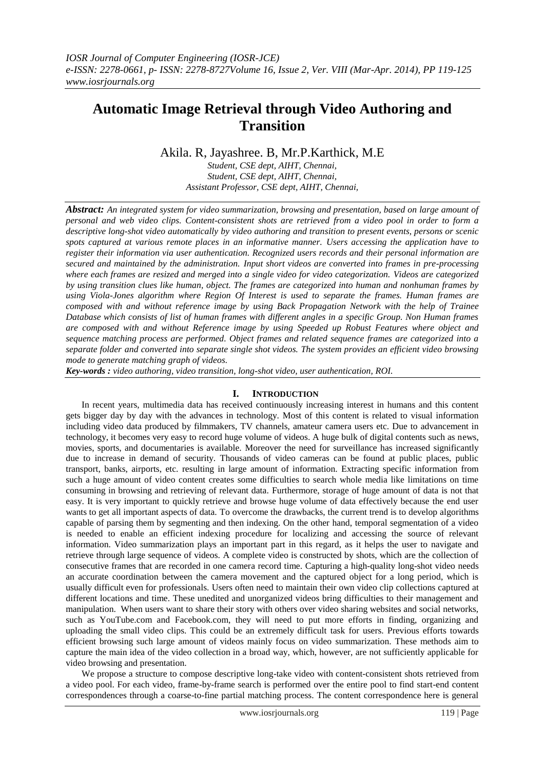# Automatic Image Retrieval through Video Authoring and Transition

Akila. R, Jayashree. B, Mr.P.Karthick, M.E

*Student, CSE dept, AIHT, Chennai,*
*Student, CSE dept, AIHT, Chennai,*
*Assistant Professor, CSE dept, AIHT, Chennai,*

***Abstract:*** *An integrated system for video summarization, browsing and presentation, based on large amount of personal and web video clips. Content-consistent shots are retrieved from a video pool in order to form a descriptive long-shot video automatically by video authoring and transition to present events, persons or scenic spots captured at various remote places in an informative manner. Users accessing the application have to register their information via user authentication. Recognized users records and their personal information are secured and maintained by the administration. Input short videos are converted into frames in pre-processing where each frames are resized and merged into a single video for video categorization. Videos are categorized by using transition clues like human, object. The frames are categorized into human and nonhuman frames by using Viola-Jones algorithm where Region Of Interest is used to separate the frames. Human frames are composed with and without reference image by using Back Propagation Network with the help of Trainee Database which consists of list of human frames with different angles in a specific Group. Non Human frames are composed with and without Reference image by using Speeded up Robust Features where object and sequence matching process are performed. Object frames and related sequence frames are categorized into a separate folder and converted into separate single shot videos. The system provides an efficient video browsing mode to generate matching graph of videos.*

***Key-words :*** *video authoring, video transition, long-shot video, user authentication, ROI.*

## I. Introduction

In recent years, multimedia data has received continuously increasing interest in humans and this content gets bigger day by day with the advances in technology. Most of this content is related to visual information including video data produced by filmmakers, TV channels, amateur camera users etc. Due to advancement in technology, it becomes very easy to record huge volume of videos. A huge bulk of digital contents such as news, movies, sports, and documentaries is available. Moreover the need for surveillance has increased significantly due to increase in demand of security. Thousands of video cameras can be found at public places, public transport, banks, airports, etc. resulting in large amount of information. Extracting specific information from such a huge amount of video content creates some difficulties to search whole media like limitations on time consuming in browsing and retrieving of relevant data. Furthermore, storage of huge amount of data is not that easy. It is very important to quickly retrieve and browse huge volume of data effectively because the end user wants to get all important aspects of data. To overcome the drawbacks, the current trend is to develop algorithms capable of parsing them by segmenting and then indexing. On the other hand, temporal segmentation of a video is needed to enable an efficient indexing procedure for localizing and accessing the source of relevant information. Video summarization plays an important part in this regard, as it helps the user to navigate and retrieve through large sequence of videos. A complete video is constructed by shots, which are the collection of consecutive frames that are recorded in one camera record time. Capturing a high-quality long-shot video needs an accurate coordination between the camera movement and the captured object for a long period, which is usually difficult even for professionals. Users often need to maintain their own video clip collections captured at different locations and time. These unedited and unorganized videos bring difficulties to their management and manipulation. When users want to share their story with others over video sharing websites and social networks, such as YouTube.com and Facebook.com, they will need to put more efforts in finding, organizing and uploading the small video clips. This could be an extremely difficult task for users. Previous efforts towards efficient browsing such large amount of videos mainly focus on video summarization. These methods aim to capture the main idea of the video collection in a broad way, which, however, are not sufficiently applicable for video browsing and presentation.

We propose a structure to compose descriptive long-take video with content-consistent shots retrieved from a video pool. For each video, frame-by-frame search is performed over the entire pool to find start-end content correspondences through a coarse-to-fine partial matching process. The content correspondence here is general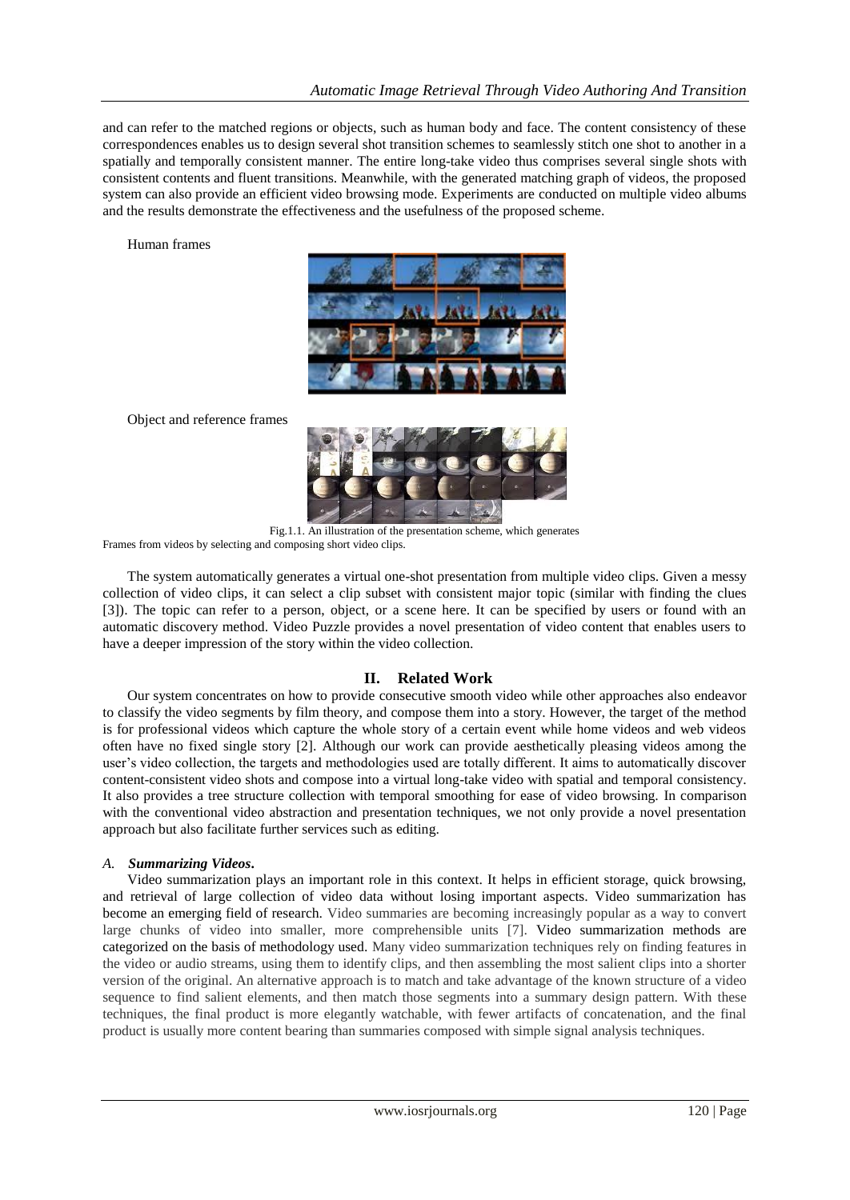and can refer to the matched regions or objects, such as human body and face. The content consistency of these correspondences enables us to design several shot transition schemes to seamlessly stitch one shot to another in a spatially and temporally consistent manner. The entire long-take video thus comprises several single shots with consistent contents and fluent transitions. Meanwhile, with the generated matching graph of videos, the proposed system can also provide an efficient video browsing mode. Experiments are conducted on multiple video albums and the results demonstrate the effectiveness and the usefulness of the proposed scheme.

Human frames

Object and reference frames

Fig.1.1. An illustration of the presentation scheme, which generates Frames from videos by selecting and composing short video clips.

The system automatically generates a virtual one-shot presentation from multiple video clips. Given a messy collection of video clips, it can select a clip subset with consistent major topic (similar with finding the clues [3]). The topic can refer to a person, object, or a scene here. It can be specified by users or found with an automatic discovery method. Video Puzzle provides a novel presentation of video content that enables users to have a deeper impression of the story within the video collection.

## II. Related Work

Our system concentrates on how to provide consecutive smooth video while other approaches also endeavor to classify the video segments by film theory, and compose them into a story. However, the target of the method is for professional videos which capture the whole story of a certain event while home videos and web videos often have no fixed single story [2]. Although our work can provide aesthetically pleasing videos among the user's video collection, the targets and methodologies used are totally different. It aims to automatically discover content-consistent video shots and compose into a virtual long-take video with spatial and temporal consistency. It also provides a tree structure collection with temporal smoothing for ease of video browsing. In comparison with the conventional video abstraction and presentation techniques, we not only provide a novel presentation approach but also facilitate further services such as editing.

### *A. Summarizing Videos.*

Video summarization plays an important role in this context. It helps in efficient storage, quick browsing, and retrieval of large collection of video data without losing important aspects. Video summarization has become an emerging field of research. Video summaries are becoming increasingly popular as a way to convert large chunks of video into smaller, more comprehensible units [7]. Video summarization methods are categorized on the basis of methodology used. Many video summarization techniques rely on finding features in the video or audio streams, using them to identify clips, and then assembling the most salient clips into a shorter version of the original. An alternative approach is to match and take advantage of the known structure of a video sequence to find salient elements, and then match those segments into a summary design pattern. With these techniques, the final product is more elegantly watchable, with fewer artifacts of concatenation, and the final product is usually more content bearing than summaries composed with simple signal analysis techniques.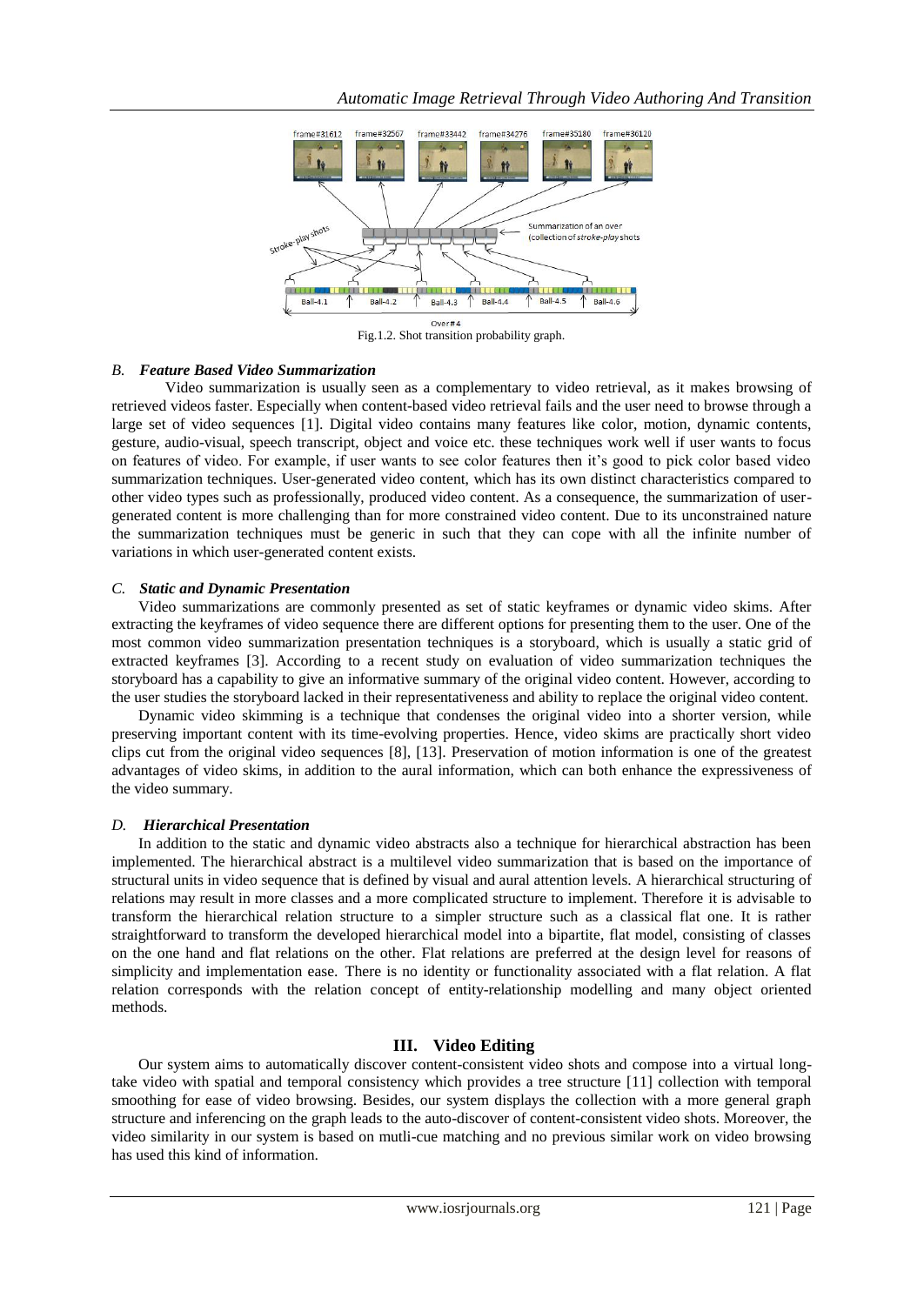Fig.1.2. Shot transition probability graph.

### *B. Feature Based Video Summarization*

Video summarization is usually seen as a complementary to video retrieval, as it makes browsing of retrieved videos faster. Especially when content-based video retrieval fails and the user need to browse through a large set of video sequences [1]. Digital video contains many features like color, motion, dynamic contents, gesture, audio-visual, speech transcript, object and voice etc. these techniques work well if user wants to focus on features of video. For example, if user wants to see color features then it's good to pick color based video summarization techniques. User-generated video content, which has its own distinct characteristics compared to other video types such as professionally, produced video content. As a consequence, the summarization of user-generated content is more challenging than for more constrained video content. Due to its unconstrained nature the summarization techniques must be generic in such that they can cope with all the infinite number of variations in which user-generated content exists.

### *C. Static and Dynamic Presentation*

Video summarizations are commonly presented as set of static keyframes or dynamic video skims. After extracting the keyframes of video sequence there are different options for presenting them to the user. One of the most common video summarization presentation techniques is a storyboard, which is usually a static grid of extracted keyframes [3]. According to a recent study on evaluation of video summarization techniques the storyboard has a capability to give an informative summary of the original video content. However, according to the user studies the storyboard lacked in their representativeness and ability to replace the original video content.

Dynamic video skimming is a technique that condenses the original video into a shorter version, while preserving important content with its time-evolving properties. Hence, video skims are practically short video clips cut from the original video sequences [8], [13]. Preservation of motion information is one of the greatest advantages of video skims, in addition to the aural information, which can both enhance the expressiveness of the video summary.

### *D. Hierarchical Presentation*

In addition to the static and dynamic video abstracts also a technique for hierarchical abstraction has been implemented. The hierarchical abstract is a multilevel video summarization that is based on the importance of structural units in video sequence that is defined by visual and aural attention levels. A hierarchical structuring of relations may result in more classes and a more complicated structure to implement. Therefore it is advisable to transform the hierarchical relation structure to a simpler structure such as a classical flat one. It is rather straightforward to transform the developed hierarchical model into a bipartite, flat model, consisting of classes on the one hand and flat relations on the other. Flat relations are preferred at the design level for reasons of simplicity and implementation ease. There is no identity or functionality associated with a flat relation. A flat relation corresponds with the relation concept of entity-relationship modelling and many object oriented methods.

## III. Video Editing

Our system aims to automatically discover content-consistent video shots and compose into a virtual long-take video with spatial and temporal consistency which provides a tree structure [11] collection with temporal smoothing for ease of video browsing. Besides, our system displays the collection with a more general graph structure and inferencing on the graph leads to the auto-discover of content-consistent video shots. Moreover, the video similarity in our system is based on mutli-cue matching and no previous similar work on video browsing has used this kind of information.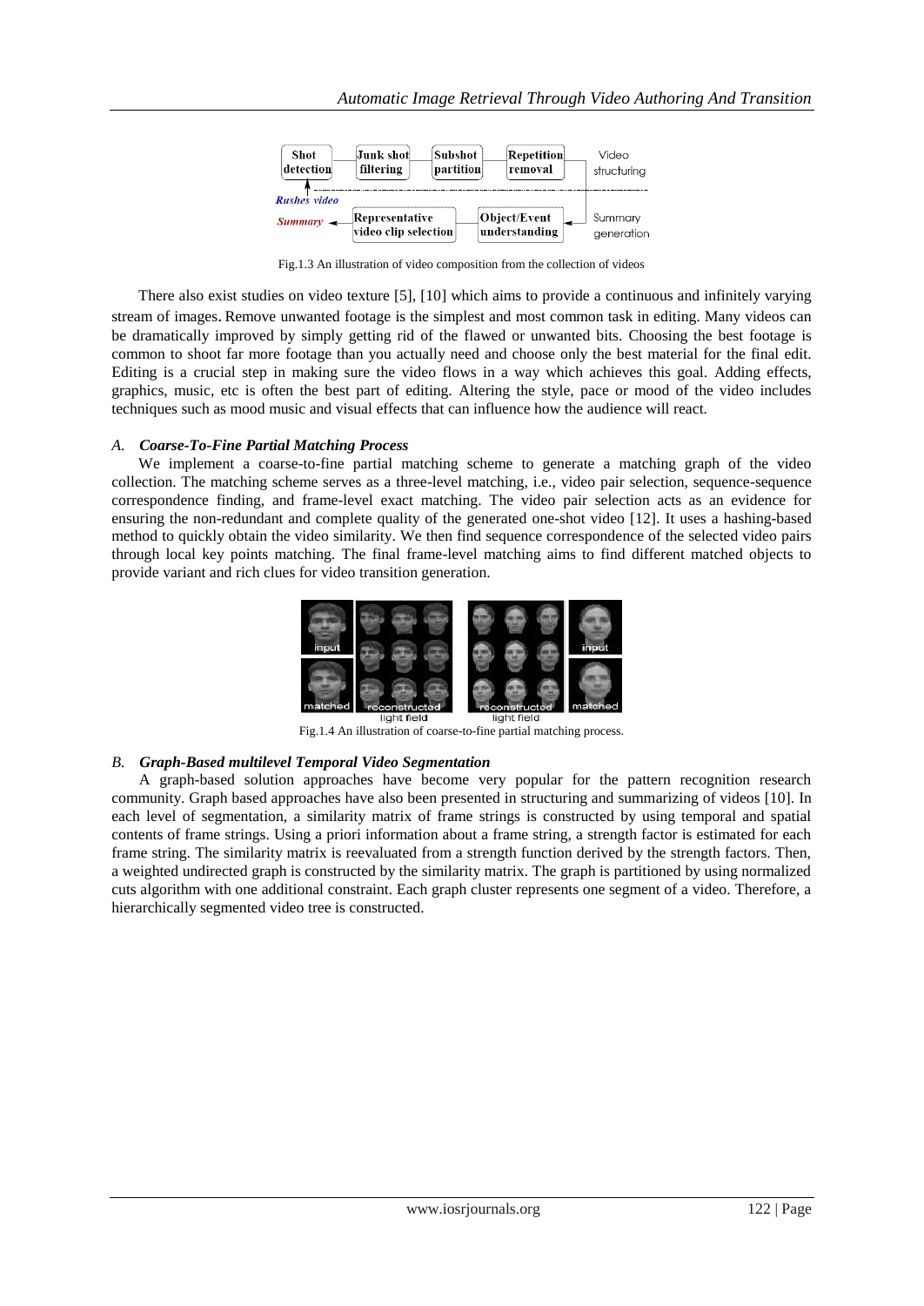Fig.1.3 An illustration of video composition from the collection of videos

There also exist studies on video texture [5], [10] which aims to provide a continuous and infinitely varying stream of images. Remove unwanted footage is the simplest and most common task in editing. Many videos can be dramatically improved by simply getting rid of the flawed or unwanted bits. Choosing the best footage is common to shoot far more footage than you actually need and choose only the best material for the final edit. Editing is a crucial step in making sure the video flows in a way which achieves this goal. Adding effects, graphics, music, etc is often the best part of editing. Altering the style, pace or mood of the video includes techniques such as mood music and visual effects that can influence how the audience will react.

### *A. Coarse-To-Fine Partial Matching Process*

We implement a coarse-to-fine partial matching scheme to generate a matching graph of the video collection. The matching scheme serves as a three-level matching, i.e., video pair selection, sequence-sequence correspondence finding, and frame-level exact matching. The video pair selection acts as an evidence for ensuring the non-redundant and complete quality of the generated one-shot video [12]. It uses a hashing-based method to quickly obtain the video similarity. We then find sequence correspondence of the selected video pairs through local key points matching. The final frame-level matching aims to find different matched objects to provide variant and rich clues for video transition generation.

Fig.1.4 An illustration of coarse-to-fine partial matching process.

### *B. Graph-Based multilevel Temporal Video Segmentation*

A graph-based solution approaches have become very popular for the pattern recognition research community. Graph based approaches have also been presented in structuring and summarizing of videos [10]. In each level of segmentation, a similarity matrix of frame strings is constructed by using temporal and spatial contents of frame strings. Using a priori information about a frame string, a strength factor is estimated for each frame string. The similarity matrix is reevaluated from a strength function derived by the strength factors. Then, a weighted undirected graph is constructed by the similarity matrix. The graph is partitioned by using normalized cuts algorithm with one additional constraint. Each graph cluster represents one segment of a video. Therefore, a hierarchically segmented video tree is constructed.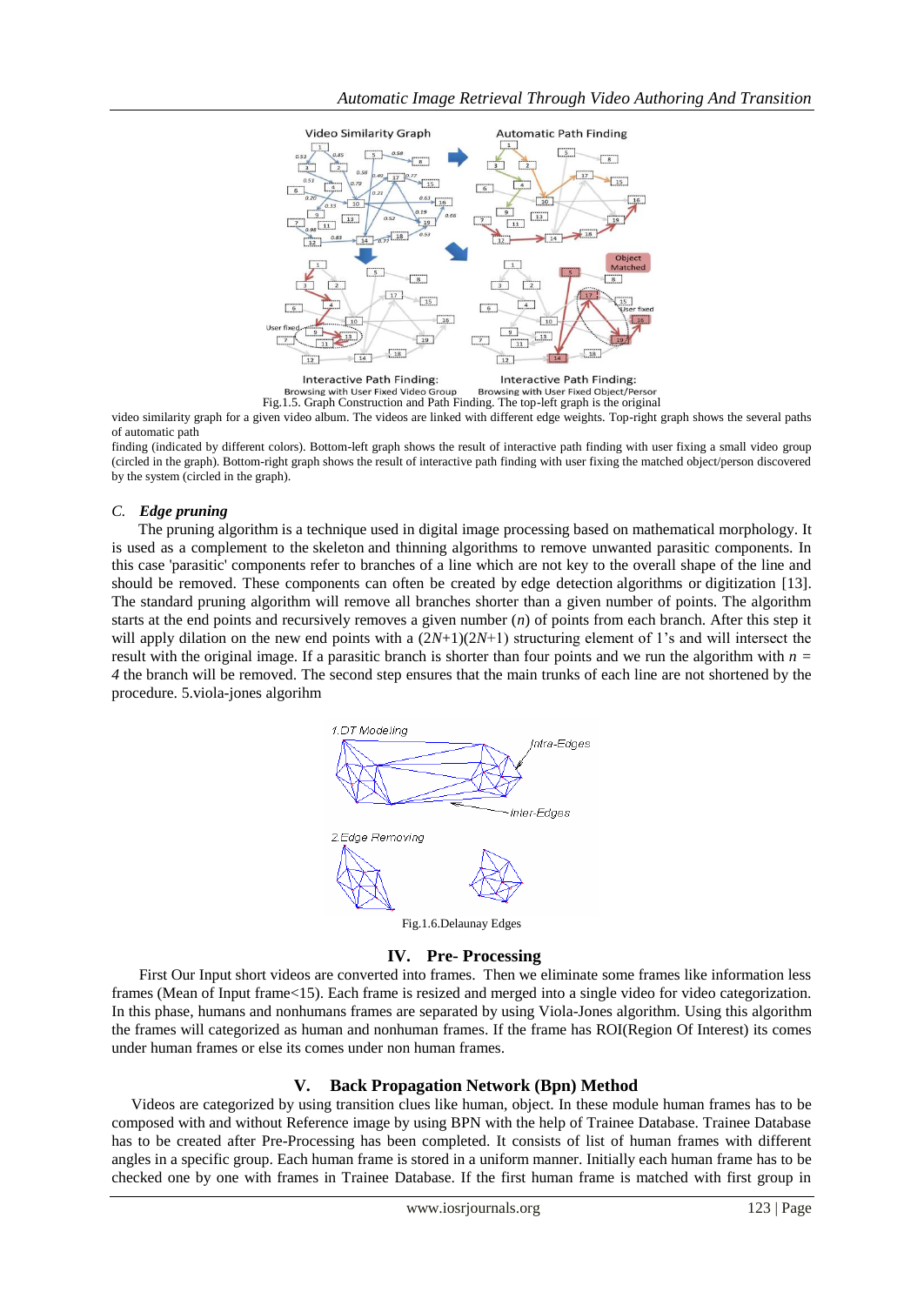Fig.1.5. Graph Construction and Path Finding. The top-left graph is the original video similarity graph for a given video album. The videos are linked with different edge weights. Top-right graph shows the several paths of automatic path finding (indicated by different colors). Bottom-left graph shows the result of interactive path finding with user fixing a small video group (circled in the graph). Bottom-right graph shows the result of interactive path finding with user fixing the matched object/person discovered by the system (circled in the graph).

### *C. Edge pruning*

The pruning algorithm is a technique used in digital image processing based on mathematical morphology. It is used as a complement to the skeleton and thinning algorithms to remove unwanted parasitic components. In this case 'parasitic' components refer to branches of a line which are not key to the overall shape of the line and should be removed. These components can often be created by edge detection algorithms or digitization [13]. The standard pruning algorithm will remove all branches shorter than a given number of points. The algorithm starts at the end points and recursively removes a given number ($n$) of points from each branch. After this step it will apply dilation on the new end points with a $(2N+1)(2N+1)$ structuring element of 1's and will intersect the result with the original image. If a parasitic branch is shorter than four points and we run the algorithm with $n = 4$ the branch will be removed. The second step ensures that the main trunks of each line are not shortened by the procedure. 5.viola-jones algorihm

Fig.1.6.Delaunay Edges

## IV. Pre- Processing

First Our Input short videos are converted into frames. Then we eliminate some frames like information less frames (Mean of Input frame<15). Each frame is resized and merged into a single video for video categorization. In this phase, humans and nonhumans frames are separated by using Viola-Jones algorithm. Using this algorithm the frames will categorized as human and nonhuman frames. If the frame has ROI(Region Of Interest) its comes under human frames or else its comes under non human frames.

## V. Back Propagation Network (Bpn) Method

Videos are categorized by using transition clues like human, object. In these module human frames has to be composed with and without Reference image by using BPN with the help of Trainee Database. Trainee Database has to be created after Pre-Processing has been completed. It consists of list of human frames with different angles in a specific group. Each human frame is stored in a uniform manner. Initially each human frame has to be checked one by one with frames in Trainee Database. If the first human frame is matched with first group in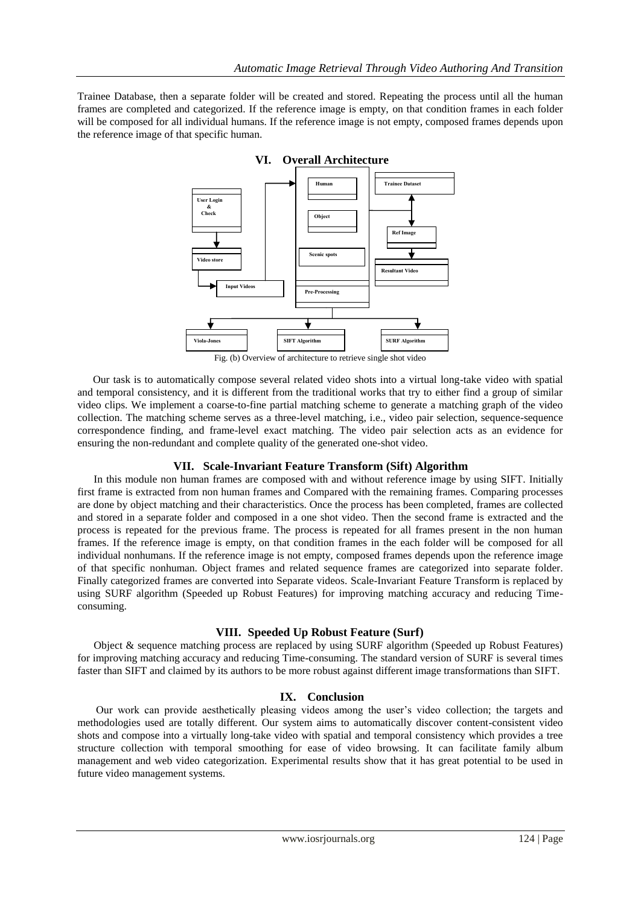Trainee Database, then a separate folder will be created and stored. Repeating the process until all the human frames are completed and categorized. If the reference image is empty, on that condition frames in each folder will be composed for all individual humans. If the reference image is not empty, composed frames depends upon the reference image of that specific human.

## VI. Overall Architecture

Fig. (b) Overview of architecture to retrieve single shot video

Our task is to automatically compose several related video shots into a virtual long-take video with spatial and temporal consistency, and it is different from the traditional works that try to either find a group of similar video clips. We implement a coarse-to-fine partial matching scheme to generate a matching graph of the video collection. The matching scheme serves as a three-level matching, i.e., video pair selection, sequence-sequence correspondence finding, and frame-level exact matching. The video pair selection acts as an evidence for ensuring the non-redundant and complete quality of the generated one-shot video.

## VII. Scale-Invariant Feature Transform (Sift) Algorithm

In this module non human frames are composed with and without reference image by using SIFT. Initially first frame is extracted from non human frames and Compared with the remaining frames. Comparing processes are done by object matching and their characteristics. Once the process has been completed, frames are collected and stored in a separate folder and composed in a one shot video. Then the second frame is extracted and the process is repeated for the previous frame. The process is repeated for all frames present in the non human frames. If the reference image is empty, on that condition frames in the each folder will be composed for all individual nonhumans. If the reference image is not empty, composed frames depends upon the reference image of that specific nonhuman. Object frames and related sequence frames are categorized into separate folder. Finally categorized frames are converted into Separate videos. Scale-Invariant Feature Transform is replaced by using SURF algorithm (Speeded up Robust Features) for improving matching accuracy and reducing Time-consuming.

## VIII. Speeded Up Robust Feature (Surf)

Object & sequence matching process are replaced by using SURF algorithm (Speeded up Robust Features) for improving matching accuracy and reducing Time-consuming. The standard version of SURF is several times faster than SIFT and claimed by its authors to be more robust against different image transformations than SIFT.

## IX. Conclusion

Our work can provide aesthetically pleasing videos among the user's video collection; the targets and methodologies used are totally different. Our system aims to automatically discover content-consistent video shots and compose into a virtually long-take video with spatial and temporal consistency which provides a tree structure collection with temporal smoothing for ease of video browsing. It can facilitate family album management and web video categorization. Experimental results show that it has great potential to be used in future video management systems.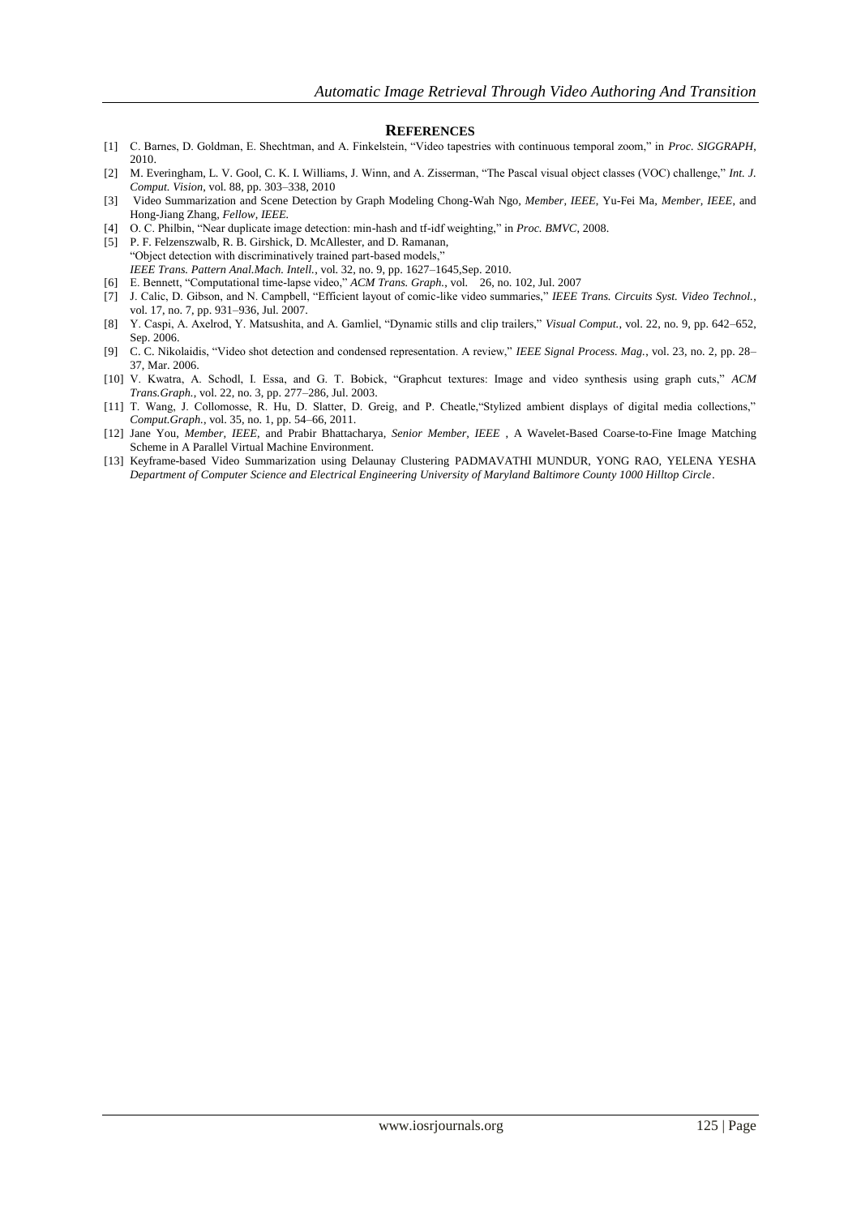## REFERENCES

[1] C. Barnes, D. Goldman, E. Shechtman, and A. Finkelstein, "Video tapestries with continuous temporal zoom," in *Proc. SIGGRAPH*, 2010.

[2] M. Everingham, L. V. Gool, C. K. I. Williams, J. Winn, and A. Zisserman, "The Pascal visual object classes (VOC) challenge," *Int. J. Comput. Vision*, vol. 88, pp. 303–338, 2010

[3] Video Summarization and Scene Detection by Graph Modeling Chong-Wah Ngo, *Member, IEEE*, Yu-Fei Ma, *Member, IEEE*, and Hong-Jiang Zhang, *Fellow, IEEE.*

[4] O. C. Philbin, "Near duplicate image detection: min-hash and tf-idf weighting," in *Proc. BMVC*, 2008.

[5] P. F. Felzenszwalb, R. B. Girshick, D. McAllester, and D. Ramanan, "Object detection with discriminatively trained part-based models," *IEEE Trans. Pattern Anal.Mach. Intell.*, vol. 32, no. 9, pp. 1627–1645,Sep. 2010.

[6] E. Bennett, "Computational time-lapse video," *ACM Trans. Graph.*, vol. 26, no. 102, Jul. 2007

[7] J. Calic, D. Gibson, and N. Campbell, "Efficient layout of comic-like video summaries," *IEEE Trans. Circuits Syst. Video Technol.*, vol. 17, no. 7, pp. 931–936, Jul. 2007.

[8] Y. Caspi, A. Axelrod, Y. Matsushita, and A. Gamliel, "Dynamic stills and clip trailers," *Visual Comput.*, vol. 22, no. 9, pp. 642–652, Sep. 2006.

[9] C. C. Nikolaidis, "Video shot detection and condensed representation. A review," *IEEE Signal Process. Mag.*, vol. 23, no. 2, pp. 28–37, Mar. 2006.

[10] V. Kwatra, A. Schodl, I. Essa, and G. T. Bobick, "Graphcut textures: Image and video synthesis using graph cuts," *ACM Trans.Graph.*, vol. 22, no. 3, pp. 277–286, Jul. 2003.

[11] T. Wang, J. Collomosse, R. Hu, D. Slatter, D. Greig, and P. Cheatle,"Stylized ambient displays of digital media collections," *Comput.Graph.*, vol. 35, no. 1, pp. 54–66, 2011.

[12] Jane You, *Member, IEEE*, and Prabir Bhattacharya, *Senior Member, IEEE* , A Wavelet-Based Coarse-to-Fine Image Matching Scheme in A Parallel Virtual Machine Environment.

[13] Keyframe-based Video Summarization using Delaunay Clustering PADMAVATHI MUNDUR, YONG RAO, YELENA YESHA *Department of Computer Science and Electrical Engineering University of Maryland Baltimore County 1000 Hilltop Circle*.